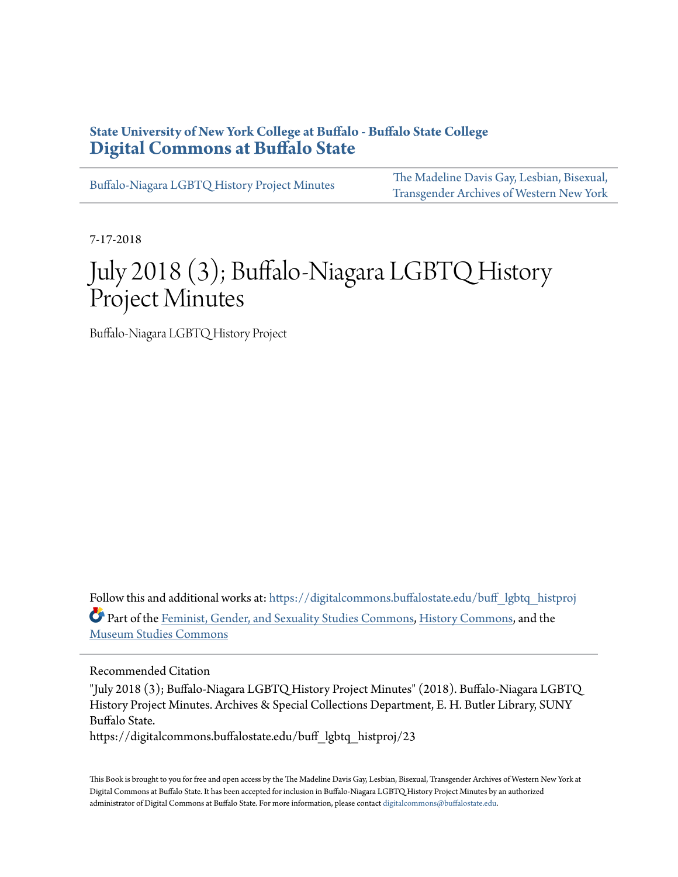**State University of New York College at Buffalo - Buffalo State College**
# Digital Commons at Buffalo State

Buffalo-Niagara LGBTQ History Project Minutes

The Madeline Davis Gay, Lesbian, Bisexual, Transgender Archives of Western New York

7-17-2018

# July 2018 (3); Buffalo-Niagara LGBTQ History Project Minutes

Buffalo-Niagara LGBTQ History Project

Follow this and additional works at: https://digitalcommons.buffalostate.edu/buff_lgbtq_histproj

Part of the Feminist, Gender, and Sexuality Studies Commons, History Commons, and the Museum Studies Commons

Recommended Citation

"July 2018 (3); Buffalo-Niagara LGBTQ History Project Minutes" (2018). Buffalo-Niagara LGBTQ History Project Minutes. Archives & Special Collections Department, E. H. Butler Library, SUNY Buffalo State.
https://digitalcommons.buffalostate.edu/buff_lgbtq_histproj/23

This Book is brought to you for free and open access by the The Madeline Davis Gay, Lesbian, Bisexual, Transgender Archives of Western New York at Digital Commons at Buffalo State. It has been accepted for inclusion in Buffalo-Niagara LGBTQ History Project Minutes by an authorized administrator of Digital Commons at Buffalo State. For more information, please contact digitalcommons@buffalostate.edu.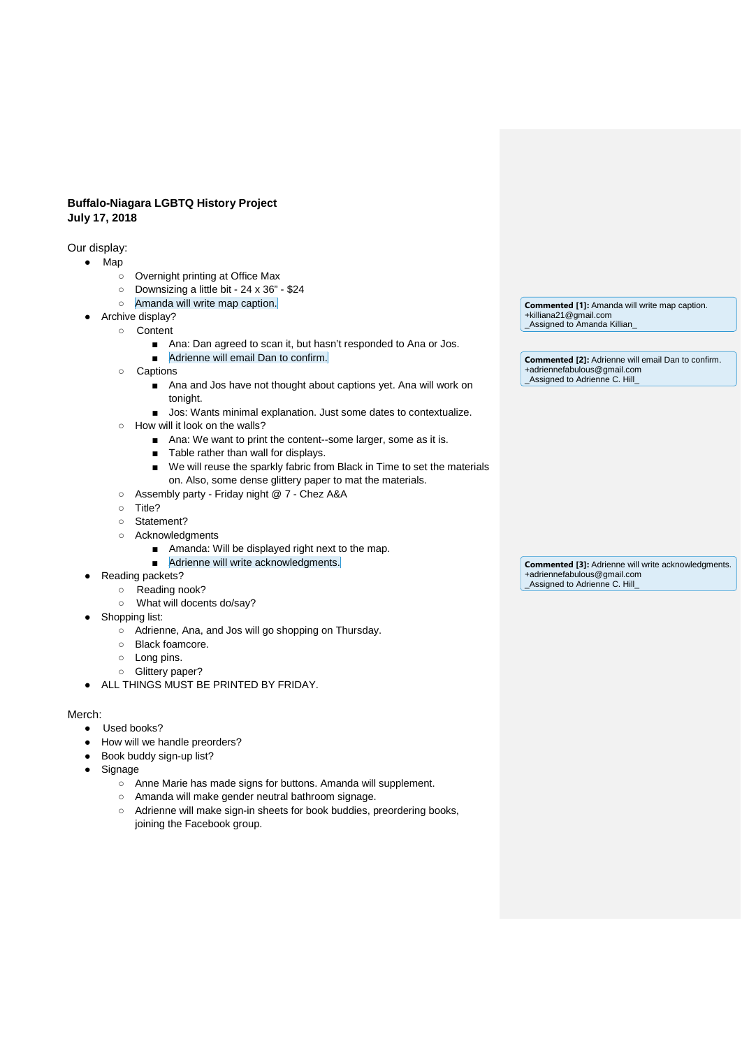**Buffalo-Niagara LGBTQ History Project**
**July 17, 2018**

Our display:

- Map
    - Overnight printing at Office Max
    - Downsizing a little bit - 24 x 36" - $24
    - Amanda will write map caption.
- Archive display?
    - Content
        - Ana: Dan agreed to scan it, but hasn't responded to Ana or Jos.
        - Adrienne will email Dan to confirm.
    - Captions
        - Ana and Jos have not thought about captions yet. Ana will work on tonight.
        - Jos: Wants minimal explanation. Just some dates to contextualize.
    - How will it look on the walls?
        - Ana: We want to print the content--some larger, some as it is.
        - Table rather than wall for displays.
        - We will reuse the sparkly fabric from Black in Time to set the materials on. Also, some dense glittery paper to mat the materials.
    - Assembly party - Friday night @ 7 - Chez A&A
    - Title?
    - Statement?
    - Acknowledgments
        - Amanda: Will be displayed right next to the map.
        - Adrienne will write acknowledgments.
- Reading packets?
    - Reading nook?
    - What will docents do/say?
- Shopping list:
    - Adrienne, Ana, and Jos will go shopping on Thursday.
    - Black foamcore.
    - Long pins.
    - Glittery paper?
- ALL THINGS MUST BE PRINTED BY FRIDAY.

Merch:

- Used books?
- How will we handle preorders?
- Book buddy sign-up list?
- Signage
    - Anne Marie has made signs for buttons. Amanda will supplement.
    - Amanda will make gender neutral bathroom signage.
    - Adrienne will make sign-in sheets for book buddies, preordering books, joining the Facebook group.

**Commented [1]:** Amanda will write map caption.
+killiana21@gmail.com
_Assigned to Amanda Killian_

**Commented [2]:** Adrienne will email Dan to confirm.
+adriennefabulous@gmail.com
_Assigned to Adrienne C. Hill_

**Commented [3]:** Adrienne will write acknowledgments.
+adriennefabulous@gmail.com
_Assigned to Adrienne C. Hill_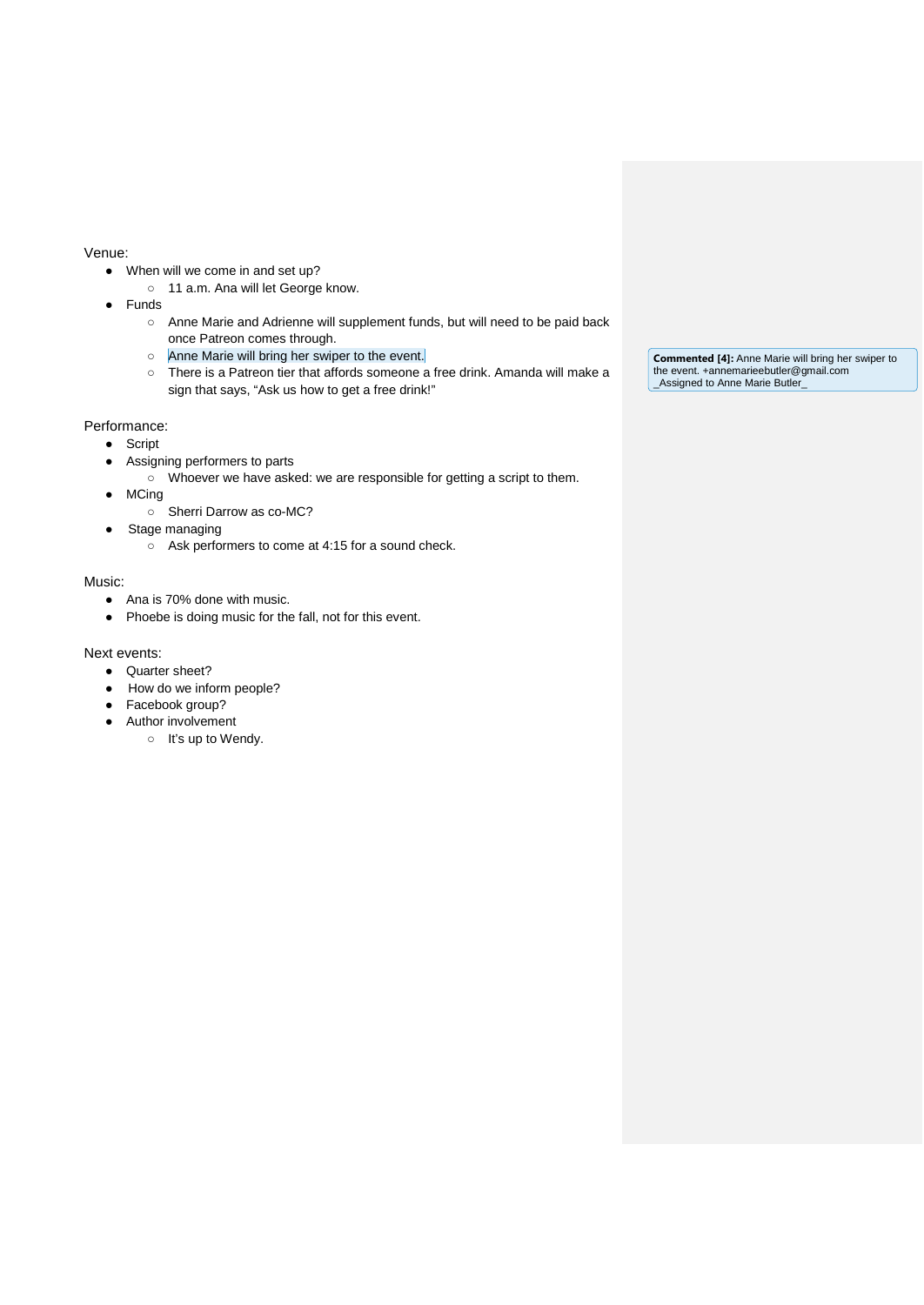Venue:

- When will we come in and set up?
  - 11 a.m. Ana will let George know.
- Funds
  - Anne Marie and Adrienne will supplement funds, but will need to be paid back once Patreon comes through.
  - Anne Marie will bring her swiper to the event.
  - There is a Patreon tier that affords someone a free drink. Amanda will make a sign that says, "Ask us how to get a free drink!"

**Commented [4]:** Anne Marie will bring her swiper to the event. +annemarieebutler@gmail.com _Assigned to Anne Marie Butler_

Performance:

- Script
- Assigning performers to parts
  - Whoever we have asked: we are responsible for getting a script to them.
- MCing
  - Sherri Darrow as co-MC?
- Stage managing
  - Ask performers to come at 4:15 for a sound check.

Music:

- Ana is 70% done with music.
- Phoebe is doing music for the fall, not for this event.

Next events:

- Quarter sheet?
- How do we inform people?
- Facebook group?
- Author involvement
  - It's up to Wendy.